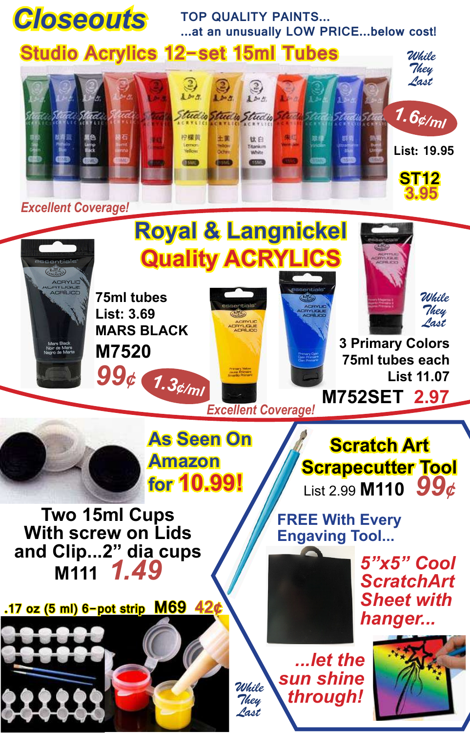# Closeouts

TOP QUALITY PAINTS...
...at an unusually LOW PRICE...below cost!

## Studio Acrylics 12-set 15ml Tubes

*While They Last*

1.6¢/ml

List: 19.95

**ST12**
**3.95**

*Excellent Coverage!*

## Royal & Langnickel Quality ACRYLICS

75ml tubes
List: 3.69
MARS BLACK
**M7520**
**99¢**

1.3¢/ml

*While They Last*

3 Primary Colors
75ml tubes each
List 11.07
**M752SET 2.97**

*Excellent Coverage!*

## As Seen On Amazon for 10.99!

Two 15ml Cups
With screw on Lids
and Clip...2" dia cups
**M111 1.49**

.17 oz (5 ml) 6-pot strip **M69 42¢**

## Scratch Art Scrapecutter Tool

List 2.99 **M110 99¢**

FREE With Every Engaving Tool...

*5"x5" Cool ScratchArt Sheet with hanger...*

*...let the sun shine through!*

*While They Last*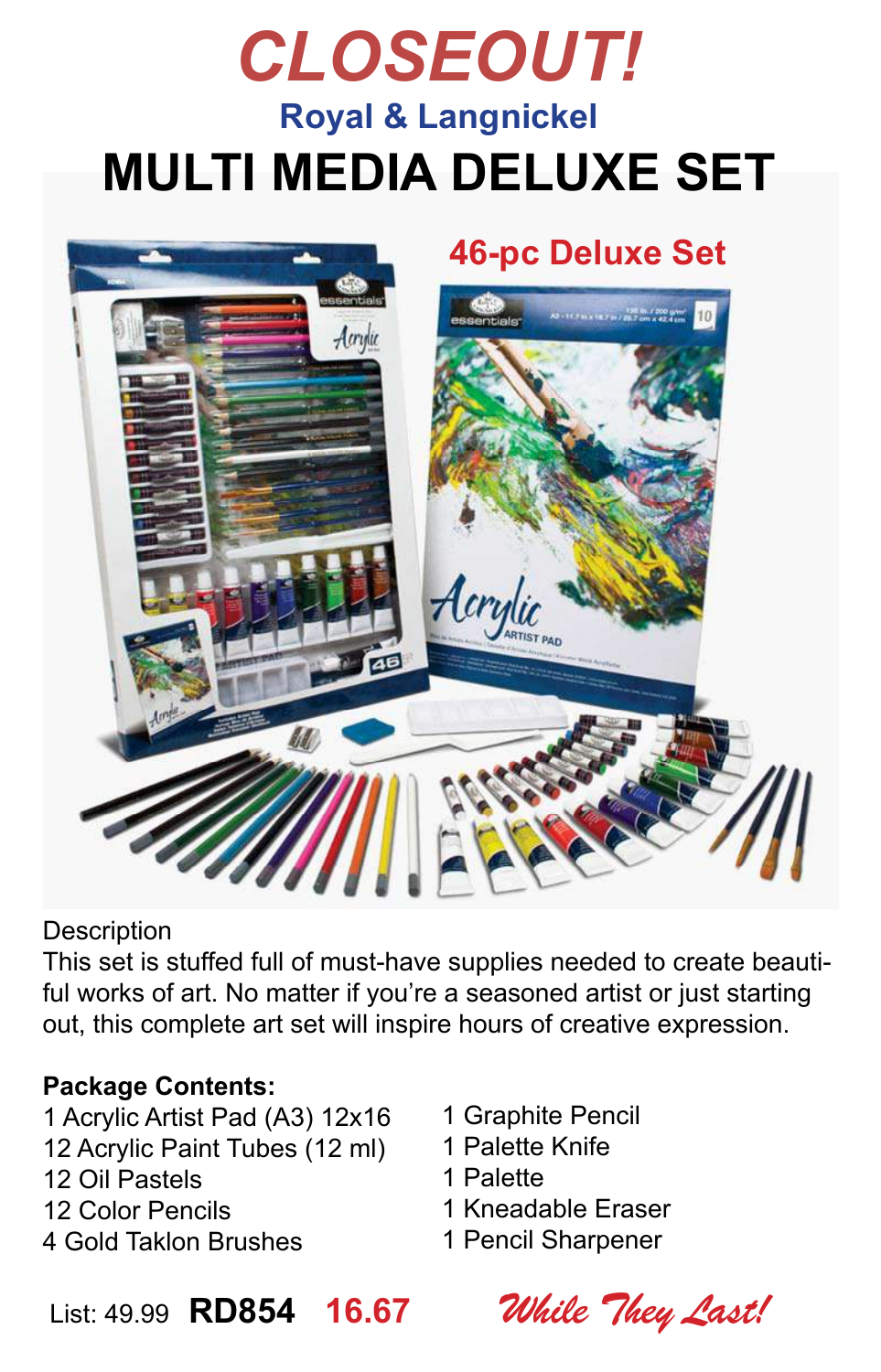# CLOSEOUT!

## Royal & Langnickel

# MULTI MEDIA DELUXE SET

**46-pc Deluxe Set**

Description

This set is stuffed full of must-have supplies needed to create beautiful works of art. No matter if you're a seasoned artist or just starting out, this complete art set will inspire hours of creative expression.

**Package Contents:**

1 Acrylic Artist Pad (A3) 12x16
12 Acrylic Paint Tubes (12 ml)
12 Oil Pastels
12 Color Pencils
4 Gold Taklon Brushes
1 Graphite Pencil
1 Palette Knife
1 Palette
1 Kneadable Eraser
1 Pencil Sharpener

List: 49.99 **RD854** **16.67**

*While They Last!*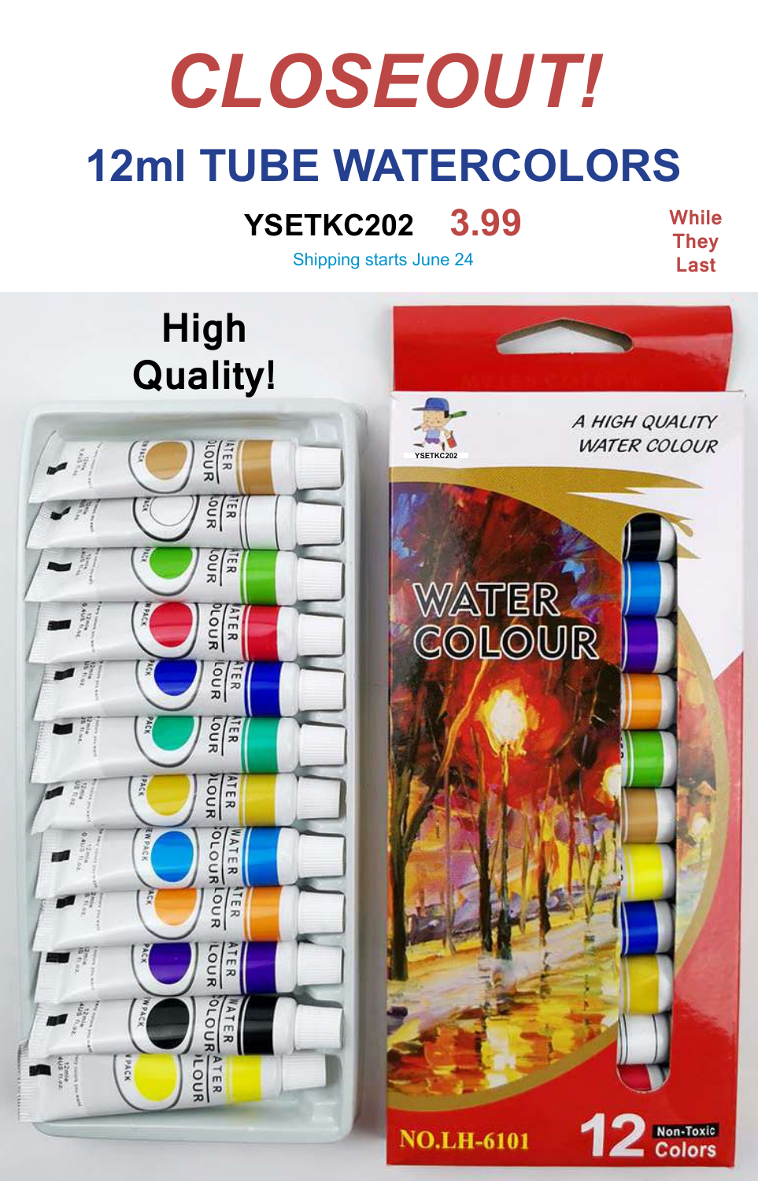# CLOSEOUT!

## 12ml TUBE WATERCOLORS

**YSETKC202** **3.99**

Shipping starts June 24

While They Last

**High Quality!**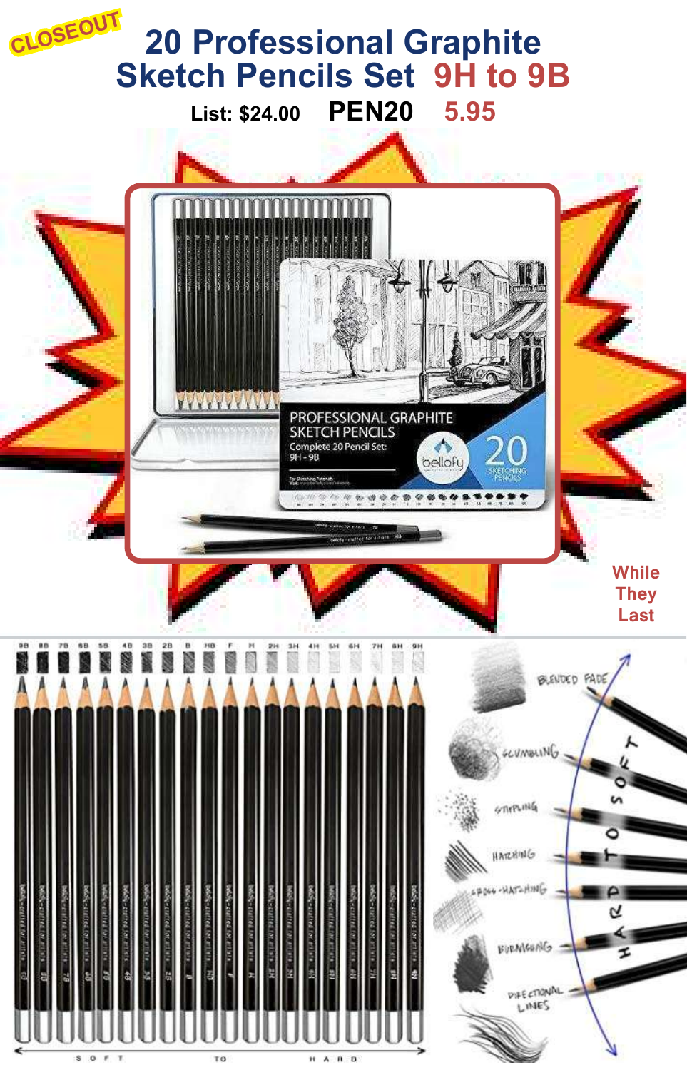CLOSEOUT

# 20 Professional Graphite Sketch Pencils Set 9H to 9B

List: $24.00 **PEN20** 5.95

While They Last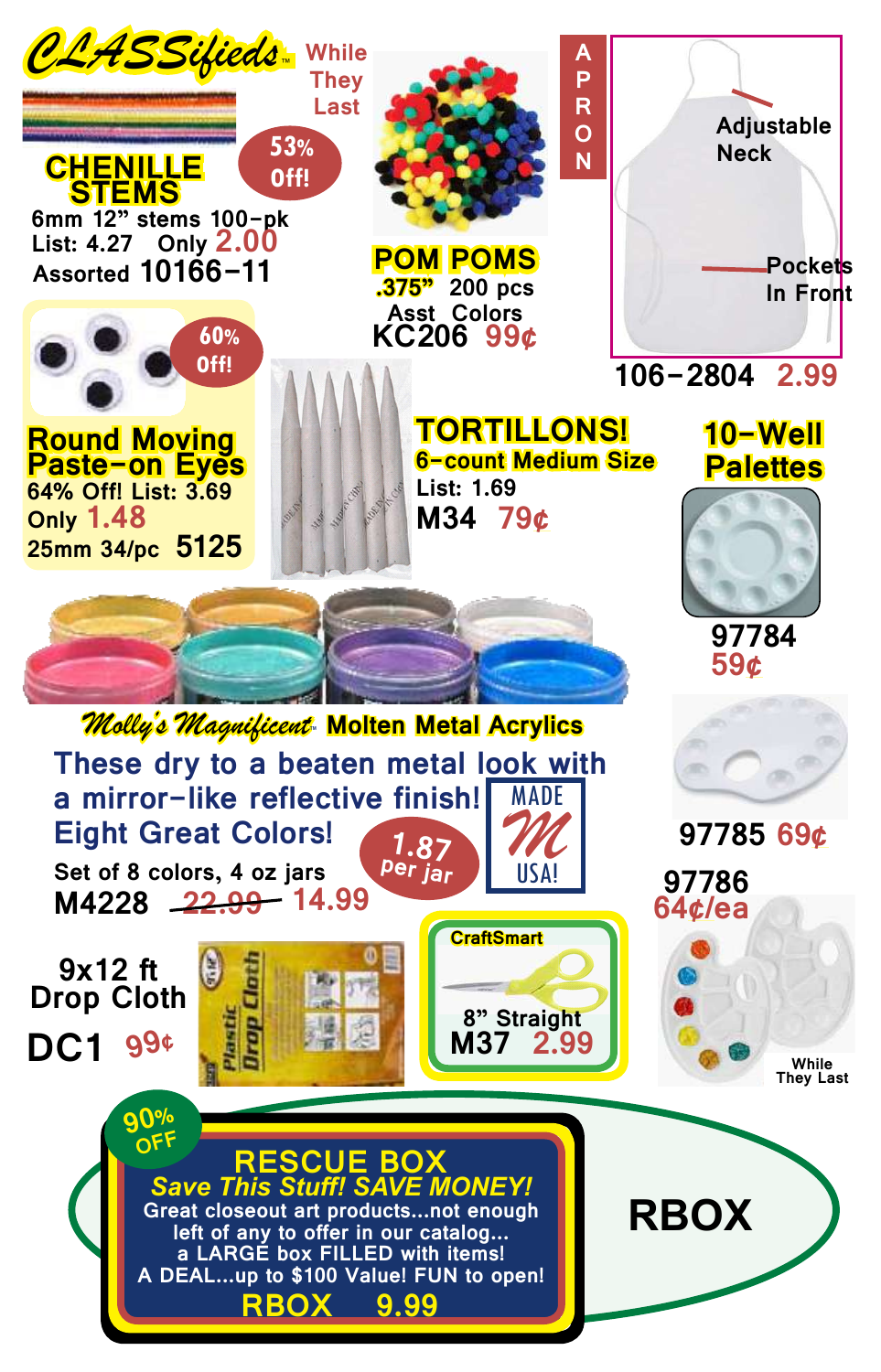# CLASSifieds™

While They Last

## CHENILLE STEMS

53% Off!

6mm 12" stems 100-pk
List: 4.27 Only 2.00
Assorted **10166-11**

## POM POMS

.375" 200 pcs
Asst Colors
**KC206** 99¢

## APRON

Adjustable Neck

Pockets In Front

**106-2804** 2.99

## Round Moving Paste-on Eyes

60% Off!

64% Off! List: 3.69
Only 1.48
25mm 34/pc **5125**

## TORTILLONS!

6-count Medium Size
List: 1.69
**M34** 79¢

## 10-Well Palettes

**97784**
59¢

**97785** 69¢

**97786**
64¢/ea

While They Last

## Molly's Magnificent™ Molten Metal Acrylics

These dry to a beaten metal look with a mirror-like reflective finish!
Eight Great Colors!

1.87 per jar

MADE USA!

Set of 8 colors, 4 oz jars
**M4228** ~~22.99~~ 14.99

## 9x12 ft Drop Cloth

**DC1** 99¢

## CraftSmart

8" Straight
**M37** 2.99

## RESCUE BOX

90% OFF

*Save This Stuff! SAVE MONEY!*

Great closeout art products...not enough left of any to offer in our catalog...
a LARGE box FILLED with items!
A DEAL...up to $100 Value! FUN to open!

**RBOX** 9.99

**RBOX**